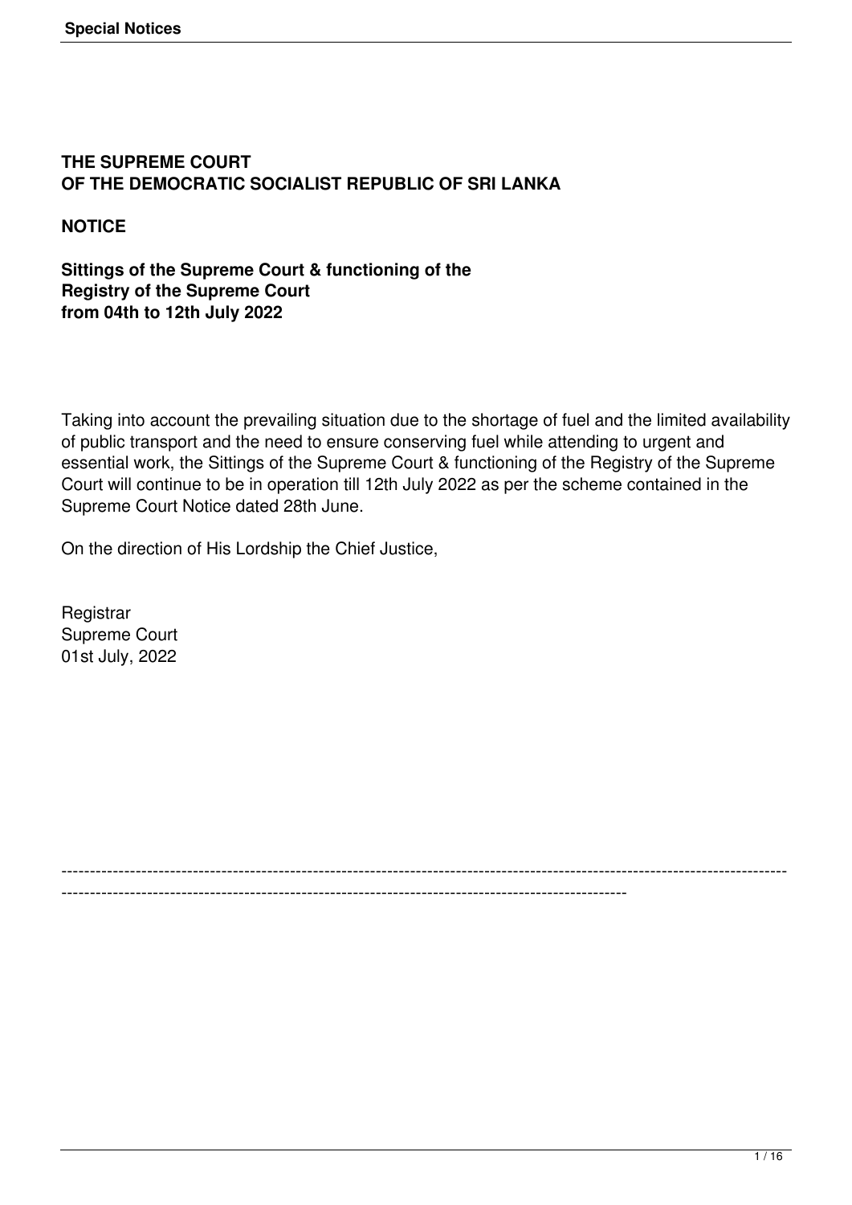**THE SUPREME COURT**
**OF THE DEMOCRATIC SOCIALIST REPUBLIC OF SRI LANKA**

**NOTICE**

**Sittings of the Supreme Court & functioning of the Registry of the Supreme Court from 04th to 12th July 2022**

Taking into account the prevailing situation due to the shortage of fuel and the limited availability of public transport and the need to ensure conserving fuel while attending to urgent and essential work, the Sittings of the Supreme Court & functioning of the Registry of the Supreme Court will continue to be in operation till 12th July 2022 as per the scheme contained in the Supreme Court Notice dated 28th June.

On the direction of His Lordship the Chief Justice,

Registrar
Supreme Court
01st July, 2022

---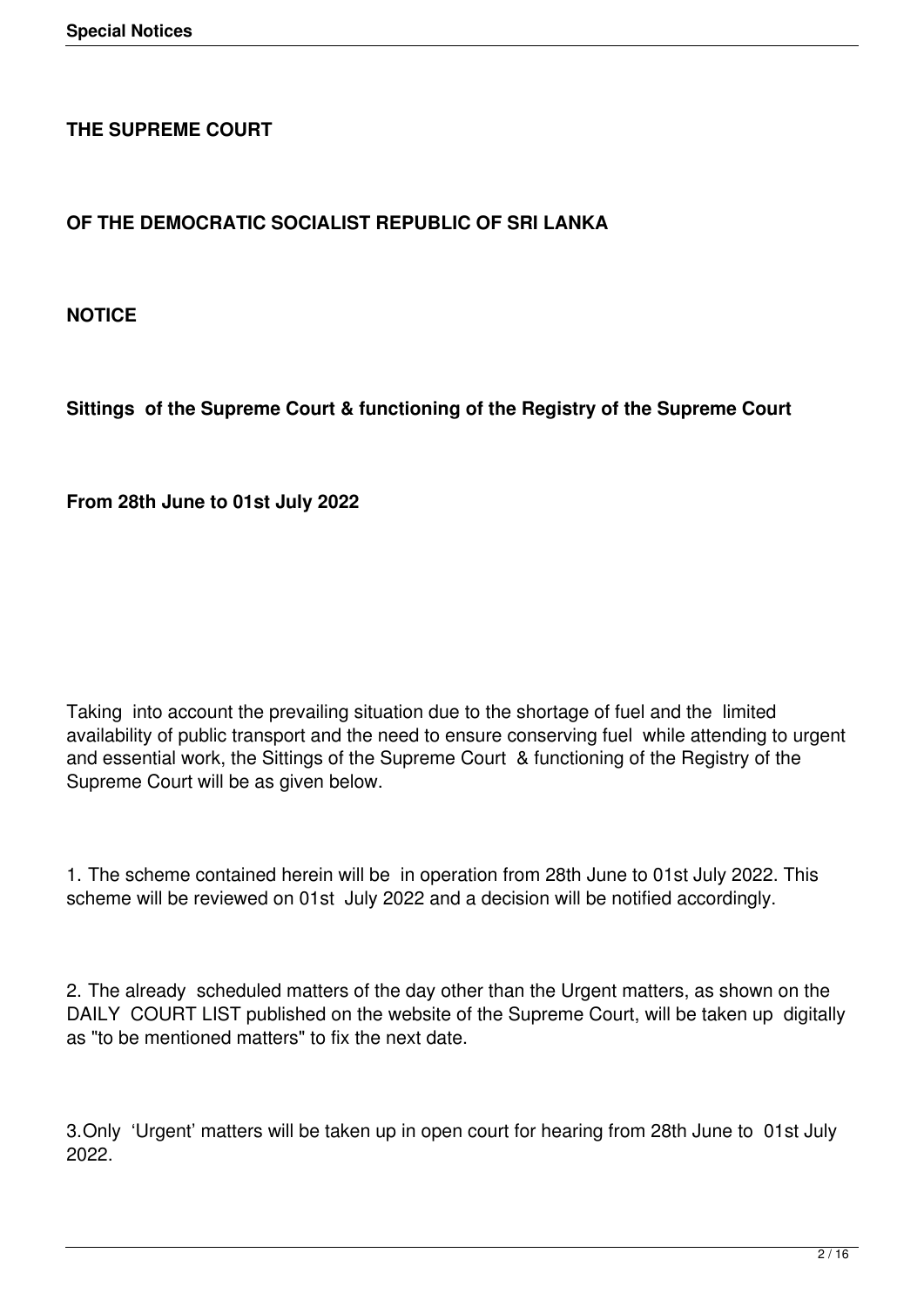**THE SUPREME COURT**

**OF THE DEMOCRATIC SOCIALIST REPUBLIC OF SRI LANKA**

**NOTICE**

**Sittings of the Supreme Court & functioning of the Registry of the Supreme Court**

**From 28th June to 01st July 2022**

Taking into account the prevailing situation due to the shortage of fuel and the limited availability of public transport and the need to ensure conserving fuel while attending to urgent and essential work, the Sittings of the Supreme Court & functioning of the Registry of the Supreme Court will be as given below.

1. The scheme contained herein will be in operation from 28th June to 01st July 2022. This scheme will be reviewed on 01st July 2022 and a decision will be notified accordingly.

2. The already scheduled matters of the day other than the Urgent matters, as shown on the DAILY COURT LIST published on the website of the Supreme Court, will be taken up digitally as "to be mentioned matters" to fix the next date.

3. Only 'Urgent' matters will be taken up in open court for hearing from 28th June to 01st July 2022.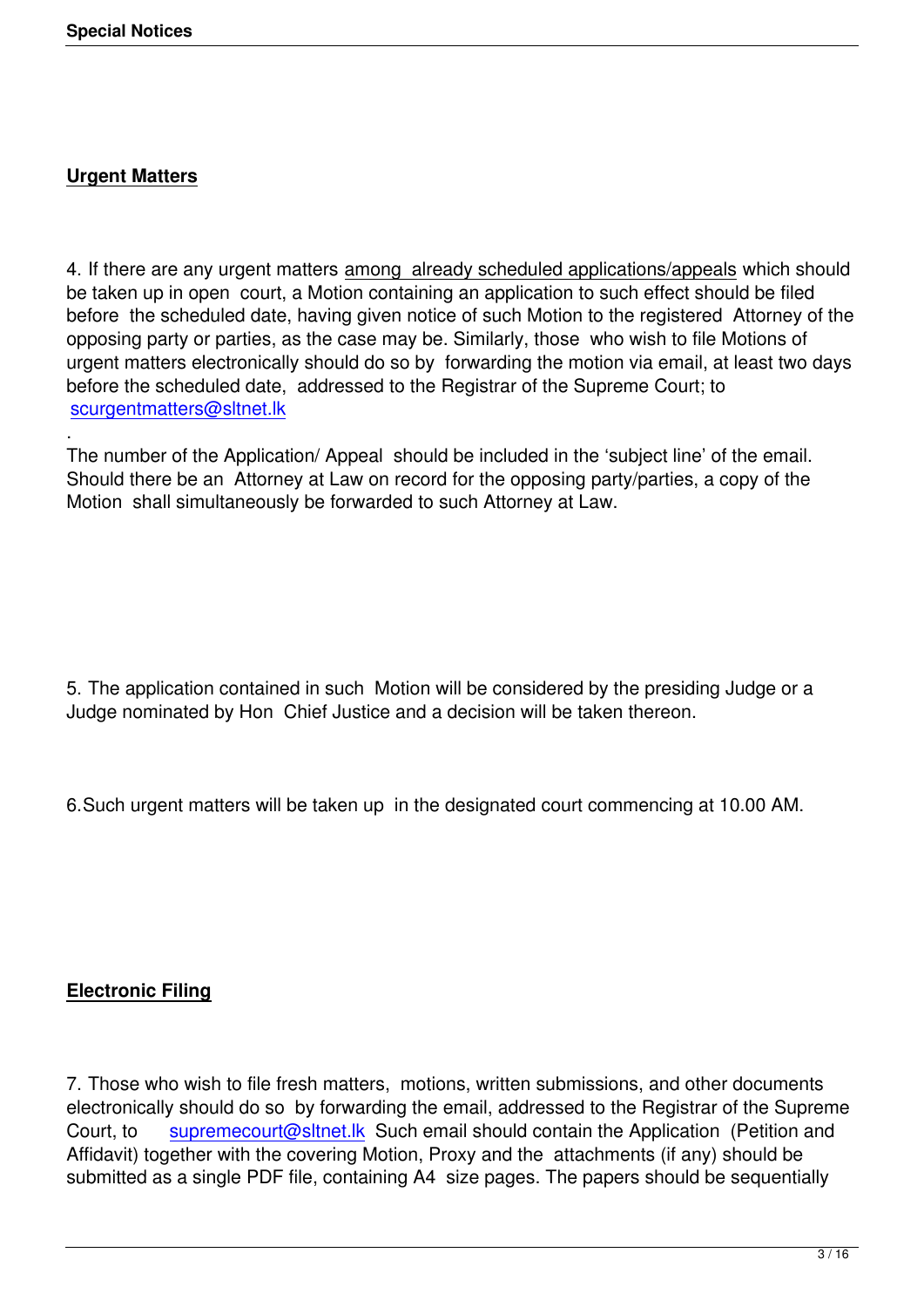## Urgent Matters

4. If there are any urgent matters among already scheduled applications/appeals which should be taken up in open court, a Motion containing an application to such effect should be filed before the scheduled date, having given notice of such Motion to the registered Attorney of the opposing party or parties, as the case may be. Similarly, those who wish to file Motions of urgent matters electronically should do so by forwarding the motion via email, at least two days before the scheduled date, addressed to the Registrar of the Supreme Court; to scurgentmatters@sltnet.lk

.

The number of the Application/ Appeal should be included in the 'subject line' of the email. Should there be an Attorney at Law on record for the opposing party/parties, a copy of the Motion shall simultaneously be forwarded to such Attorney at Law.

5. The application contained in such Motion will be considered by the presiding Judge or a Judge nominated by Hon Chief Justice and a decision will be taken thereon.

6. Such urgent matters will be taken up in the designated court commencing at 10.00 AM.

## Electronic Filing

7. Those who wish to file fresh matters, motions, written submissions, and other documents electronically should do so by forwarding the email, addressed to the Registrar of the Supreme Court, to supremecourt@sltnet.lk Such email should contain the Application (Petition and Affidavit) together with the covering Motion, Proxy and the attachments (if any) should be submitted as a single PDF file, containing A4 size pages. The papers should be sequentially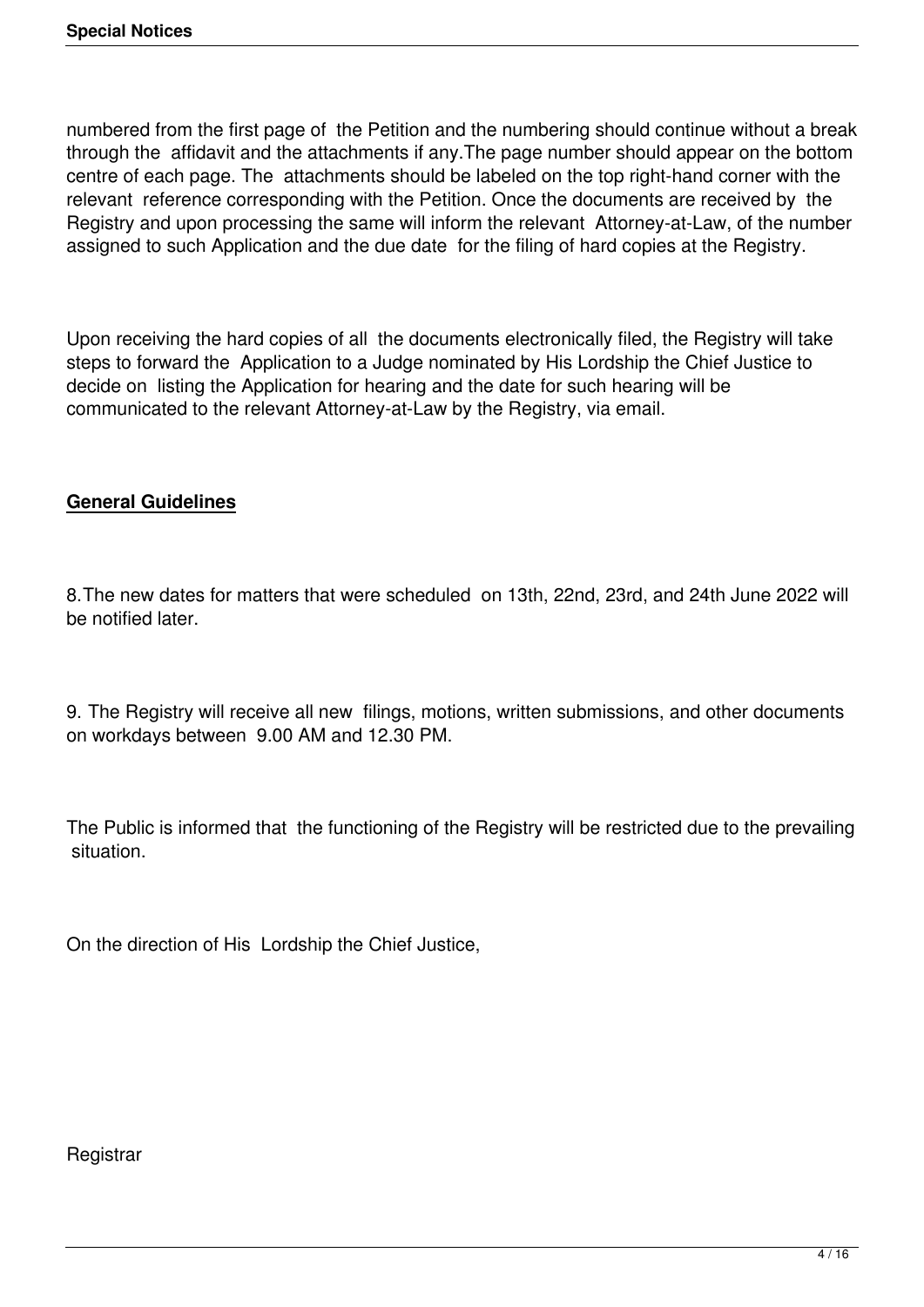numbered from the first page of the Petition and the numbering should continue without a break through the affidavit and the attachments if any.The page number should appear on the bottom centre of each page. The attachments should be labeled on the top right-hand corner with the relevant reference corresponding with the Petition. Once the documents are received by the Registry and upon processing the same will inform the relevant Attorney-at-Law, of the number assigned to such Application and the due date for the filing of hard copies at the Registry.

Upon receiving the hard copies of all the documents electronically filed, the Registry will take steps to forward the Application to a Judge nominated by His Lordship the Chief Justice to decide on listing the Application for hearing and the date for such hearing will be communicated to the relevant Attorney-at-Law by the Registry, via email.

**General Guidelines**

8.The new dates for matters that were scheduled on 13th, 22nd, 23rd, and 24th June 2022 will be notified later.

9. The Registry will receive all new filings, motions, written submissions, and other documents on workdays between 9.00 AM and 12.30 PM.

The Public is informed that the functioning of the Registry will be restricted due to the prevailing situation.

On the direction of His Lordship the Chief Justice,

Registrar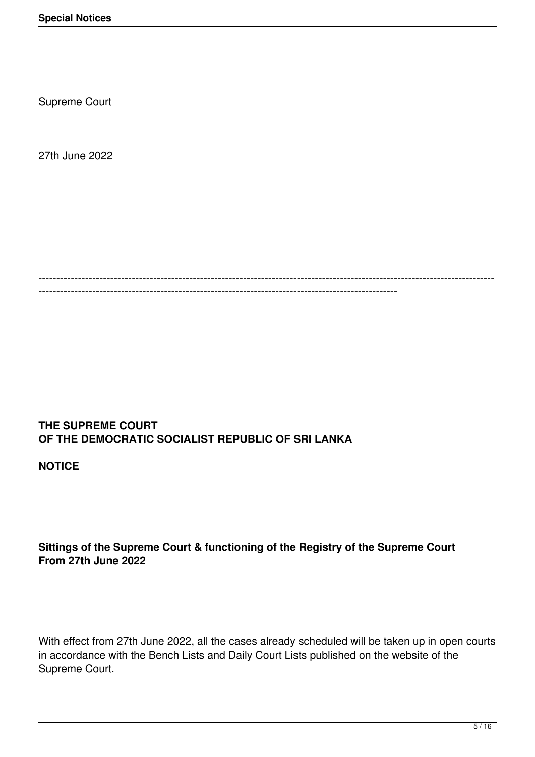Supreme Court

27th June 2022

---

**THE SUPREME COURT**
**OF THE DEMOCRATIC SOCIALIST REPUBLIC OF SRI LANKA**

**NOTICE**

**Sittings of the Supreme Court & functioning of the Registry of the Supreme Court From 27th June 2022**

With effect from 27th June 2022, all the cases already scheduled will be taken up in open courts in accordance with the Bench Lists and Daily Court Lists published on the website of the Supreme Court.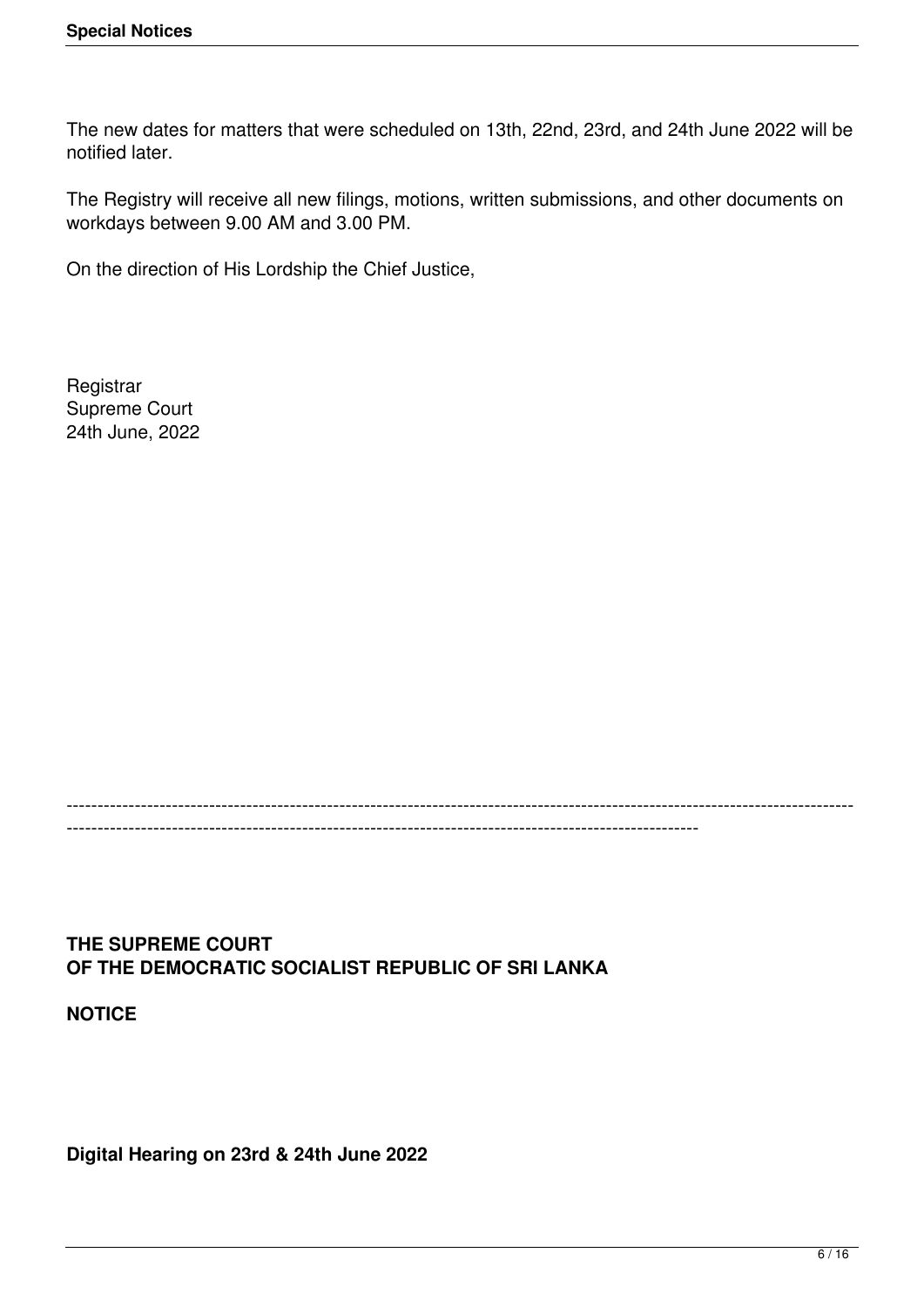The new dates for matters that were scheduled on 13th, 22nd, 23rd, and 24th June 2022 will be notified later.

The Registry will receive all new filings, motions, written submissions, and other documents on workdays between 9.00 AM and 3.00 PM.

On the direction of His Lordship the Chief Justice,

Registrar
Supreme Court
24th June, 2022

---

**THE SUPREME COURT**
**OF THE DEMOCRATIC SOCIALIST REPUBLIC OF SRI LANKA**

**NOTICE**

**Digital Hearing on 23rd & 24th June 2022**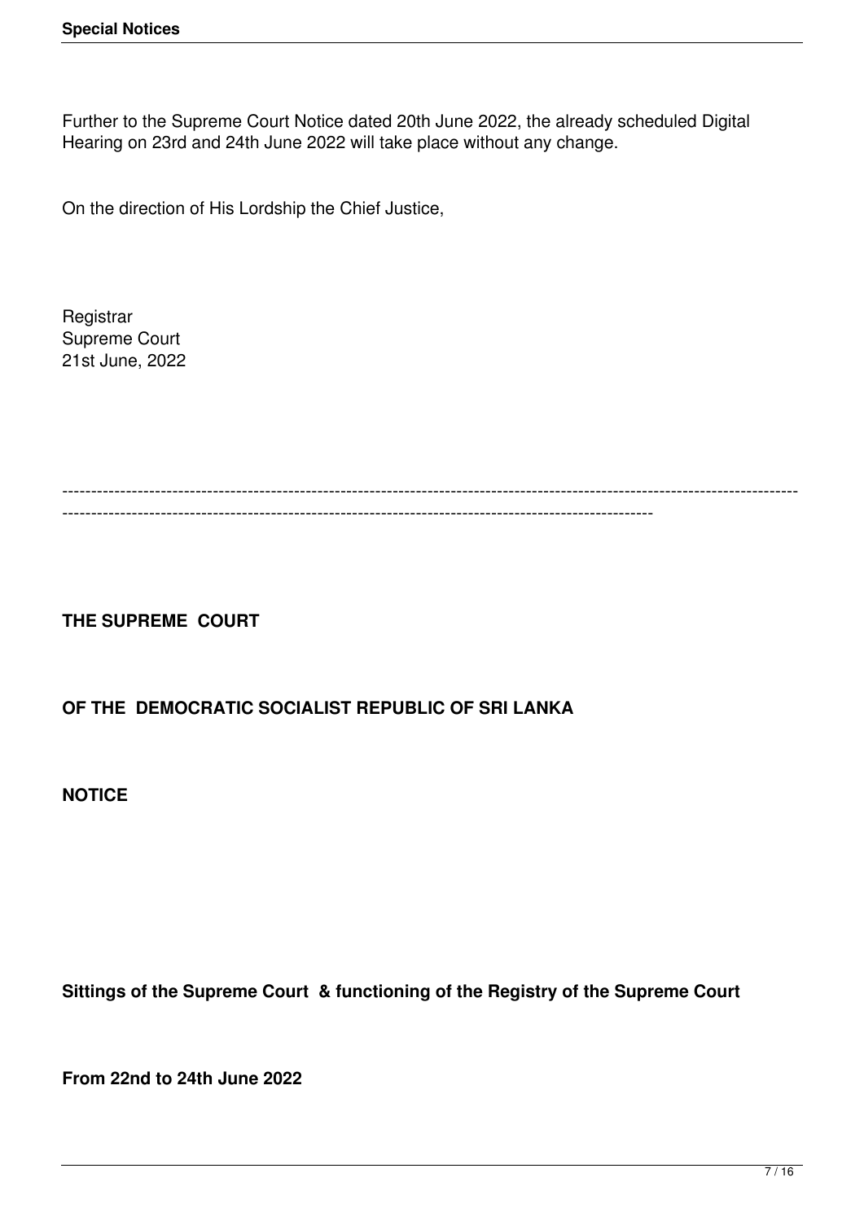Further to the Supreme Court Notice dated 20th June 2022, the already scheduled Digital Hearing on 23rd and 24th June 2022 will take place without any change.

On the direction of His Lordship the Chief Justice,

Registrar
Supreme Court
21st June, 2022

---

**THE SUPREME COURT**

**OF THE DEMOCRATIC SOCIALIST REPUBLIC OF SRI LANKA**

**NOTICE**

**Sittings of the Supreme Court & functioning of the Registry of the Supreme Court**

**From 22nd to 24th June 2022**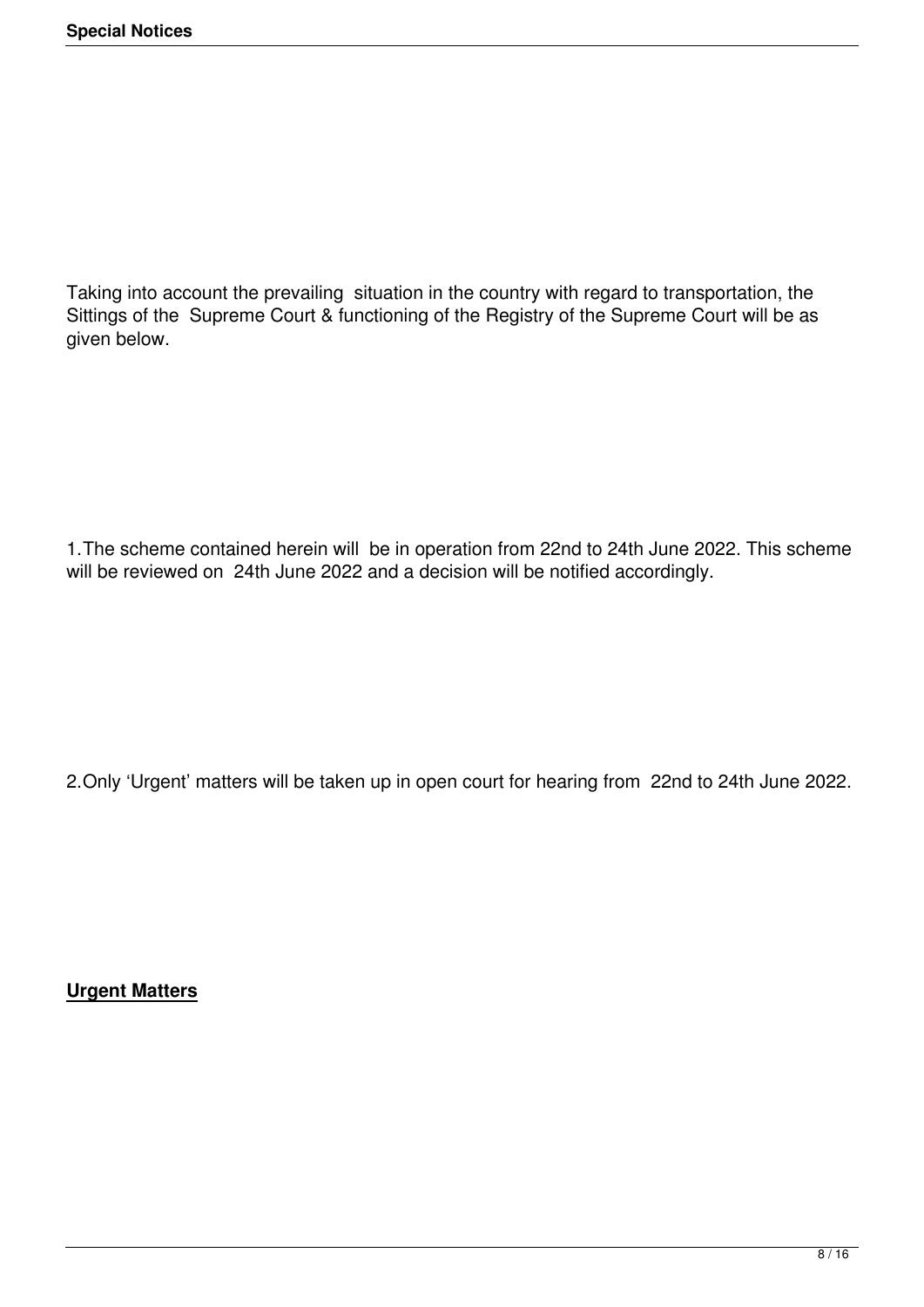Taking into account the prevailing situation in the country with regard to transportation, the Sittings of the Supreme Court & functioning of the Registry of the Supreme Court will be as given below.

1. The scheme contained herein will be in operation from 22nd to 24th June 2022. This scheme will be reviewed on 24th June 2022 and a decision will be notified accordingly.

2. Only 'Urgent' matters will be taken up in open court for hearing from 22nd to 24th June 2022.

**<u>Urgent Matters</u>**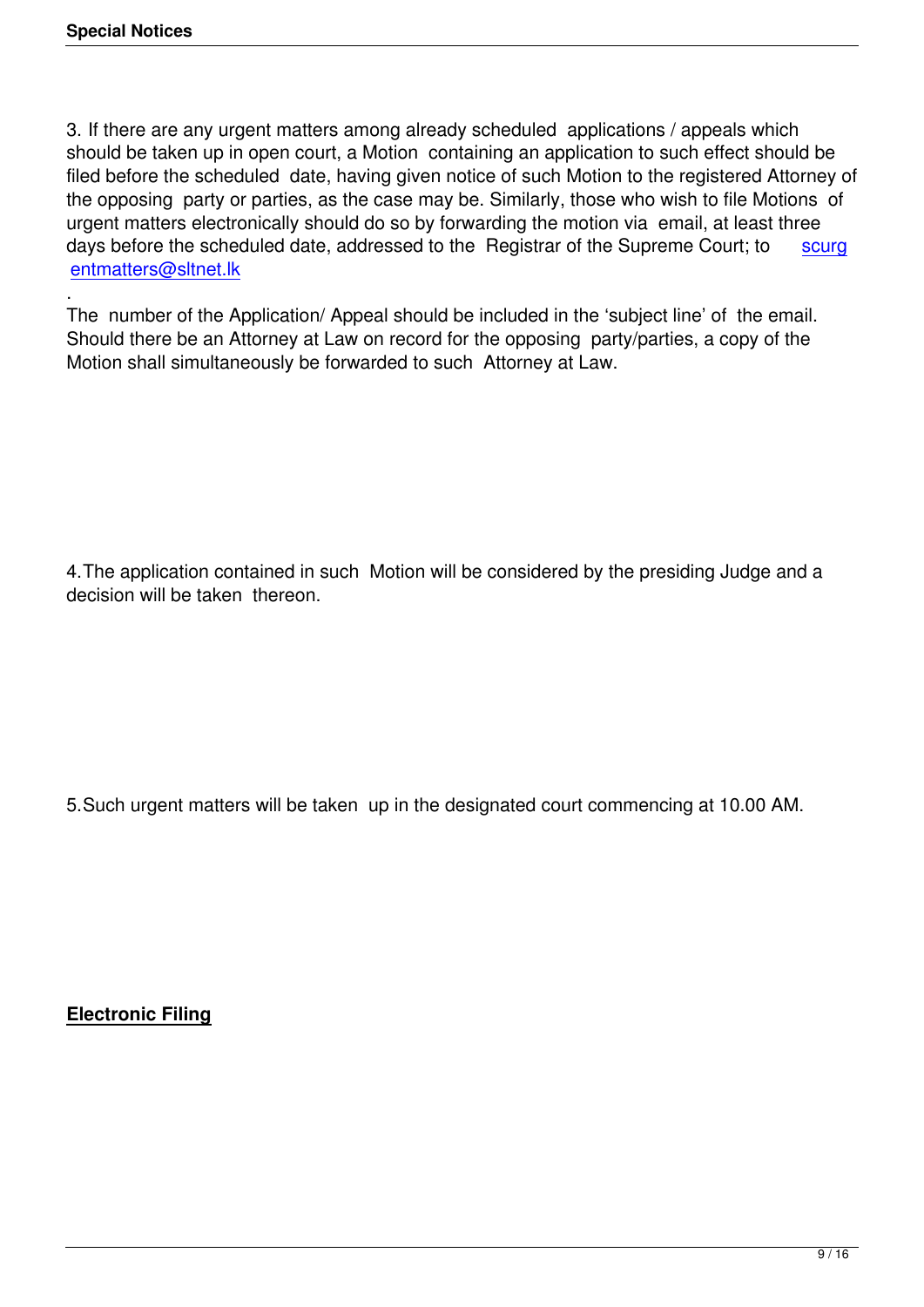3. If there are any urgent matters among already scheduled applications / appeals which should be taken up in open court, a Motion containing an application to such effect should be filed before the scheduled date, having given notice of such Motion to the registered Attorney of the opposing party or parties, as the case may be. Similarly, those who wish to file Motions of urgent matters electronically should do so by forwarding the motion via email, at least three days before the scheduled date, addressed to the Registrar of the Supreme Court; to scurgentmatters@sltnet.lk
.
The number of the Application/ Appeal should be included in the 'subject line' of the email. Should there be an Attorney at Law on record for the opposing party/parties, a copy of the Motion shall simultaneously be forwarded to such Attorney at Law.

4.The application contained in such Motion will be considered by the presiding Judge and a decision will be taken thereon.

5.Such urgent matters will be taken up in the designated court commencing at 10.00 AM.

**Electronic Filing**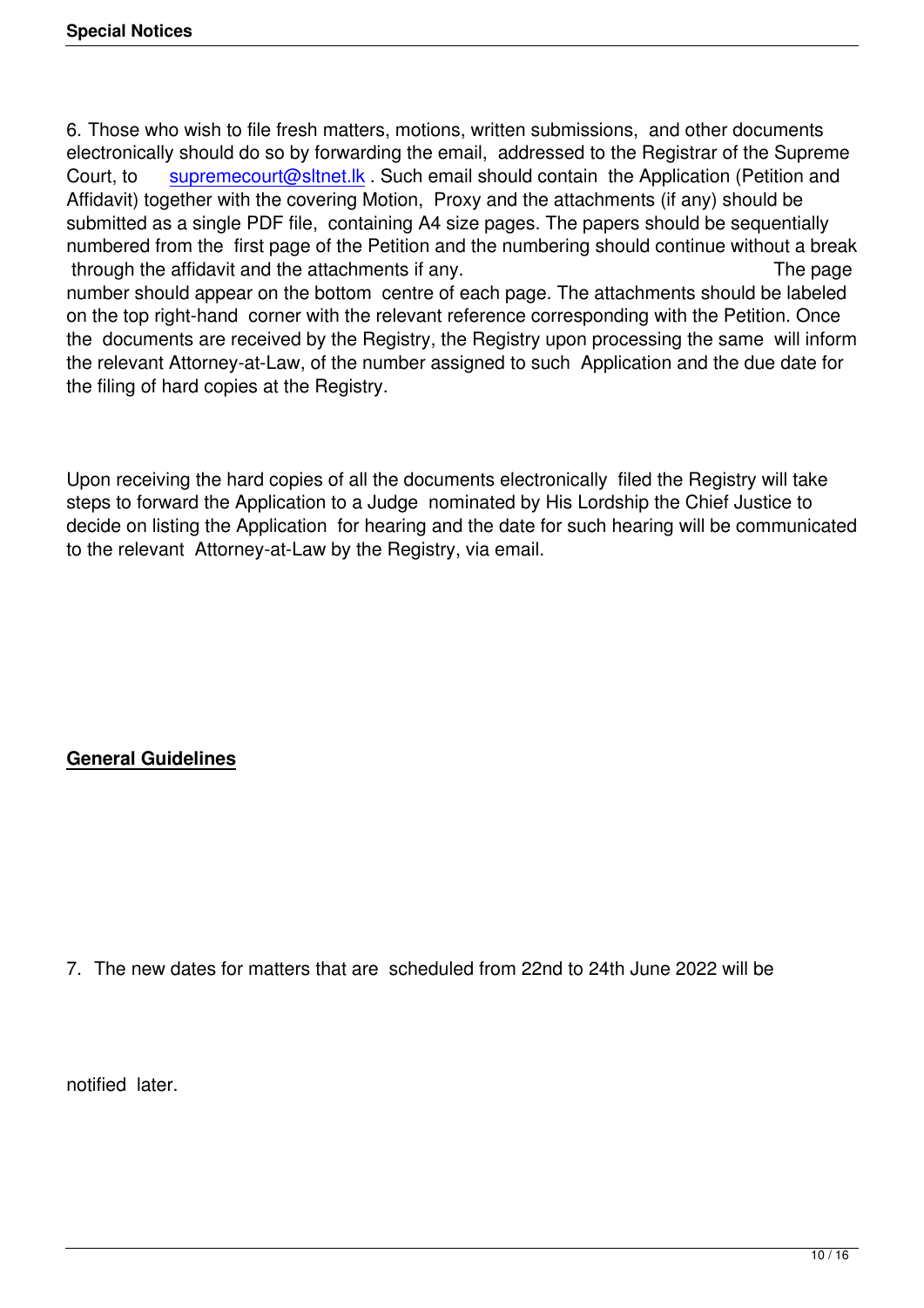6. Those who wish to file fresh matters, motions, written submissions, and other documents electronically should do so by forwarding the email, addressed to the Registrar of the Supreme Court, to supremecourt@sltnet.lk . Such email should contain the Application (Petition and Affidavit) together with the covering Motion, Proxy and the attachments (if any) should be submitted as a single PDF file, containing A4 size pages. The papers should be sequentially numbered from the first page of the Petition and the numbering should continue without a break through the affidavit and the attachments if any. The page number should appear on the bottom centre of each page. The attachments should be labeled on the top right-hand corner with the relevant reference corresponding with the Petition. Once the documents are received by the Registry, the Registry upon processing the same will inform the relevant Attorney-at-Law, of the number assigned to such Application and the due date for the filing of hard copies at the Registry.

Upon receiving the hard copies of all the documents electronically filed the Registry will take steps to forward the Application to a Judge nominated by His Lordship the Chief Justice to decide on listing the Application for hearing and the date for such hearing will be communicated to the relevant Attorney-at-Law by the Registry, via email.

## General Guidelines

7. The new dates for matters that are scheduled from 22nd to 24th June 2022 will be notified later.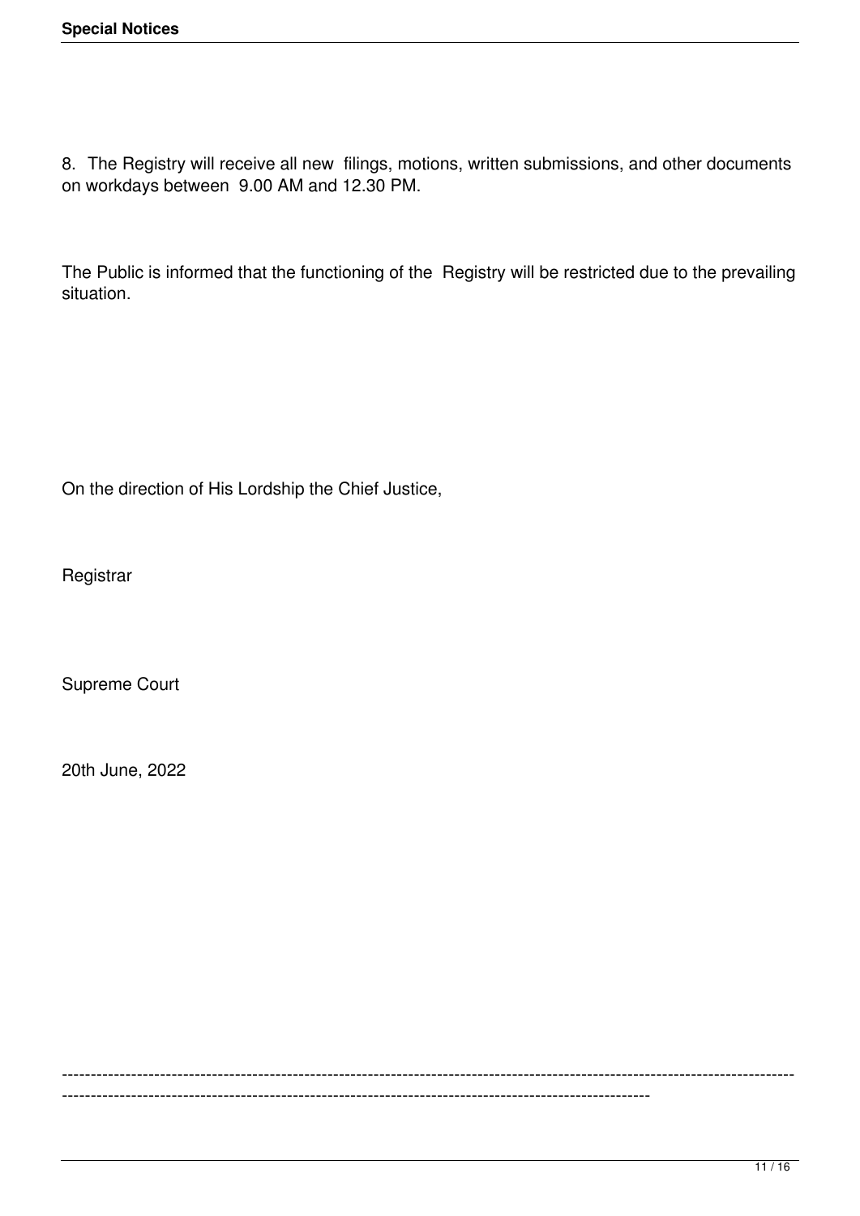8. The Registry will receive all new filings, motions, written submissions, and other documents on workdays between 9.00 AM and 12.30 PM.

The Public is informed that the functioning of the Registry will be restricted due to the prevailing situation.

On the direction of His Lordship the Chief Justice,

Registrar

Supreme Court

20th June, 2022

---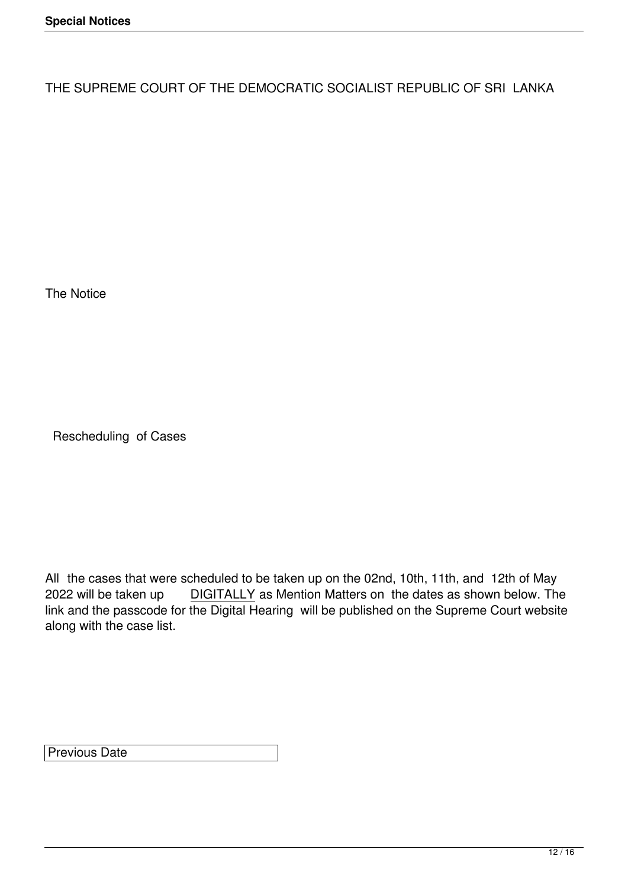THE SUPREME COURT OF THE DEMOCRATIC SOCIALIST REPUBLIC OF SRI LANKA

The Notice

Rescheduling of Cases

All the cases that were scheduled to be taken up on the 02nd, 10th, 11th, and 12th of May 2022 will be taken up DIGITALLY as Mention Matters on the dates as shown below. The link and the passcode for the Digital Hearing will be published on the Supreme Court website along with the case list.

| Previous Date |
| --- |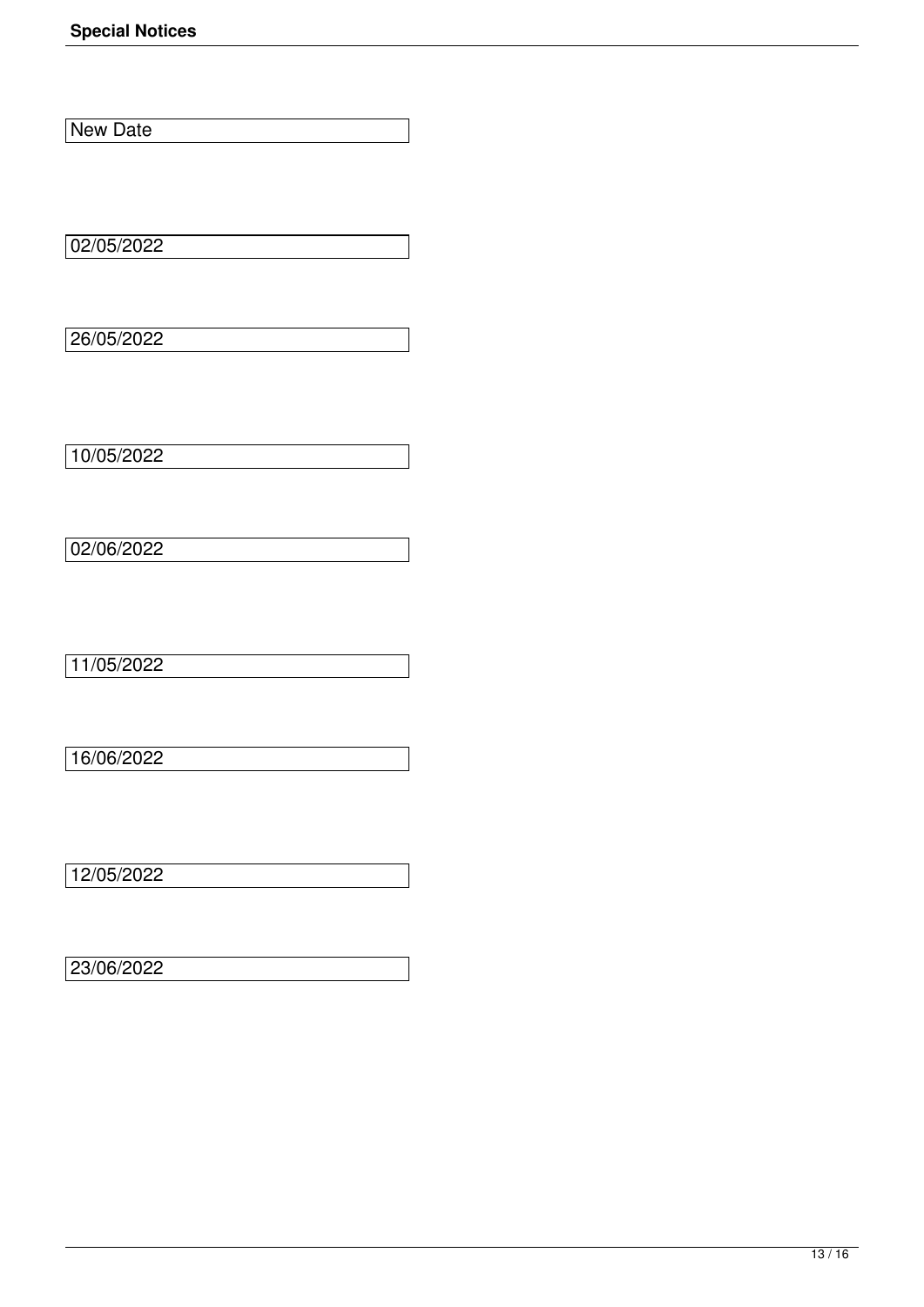New Date

02/05/2022

26/05/2022

10/05/2022

02/06/2022

11/05/2022

16/06/2022

12/05/2022

23/06/2022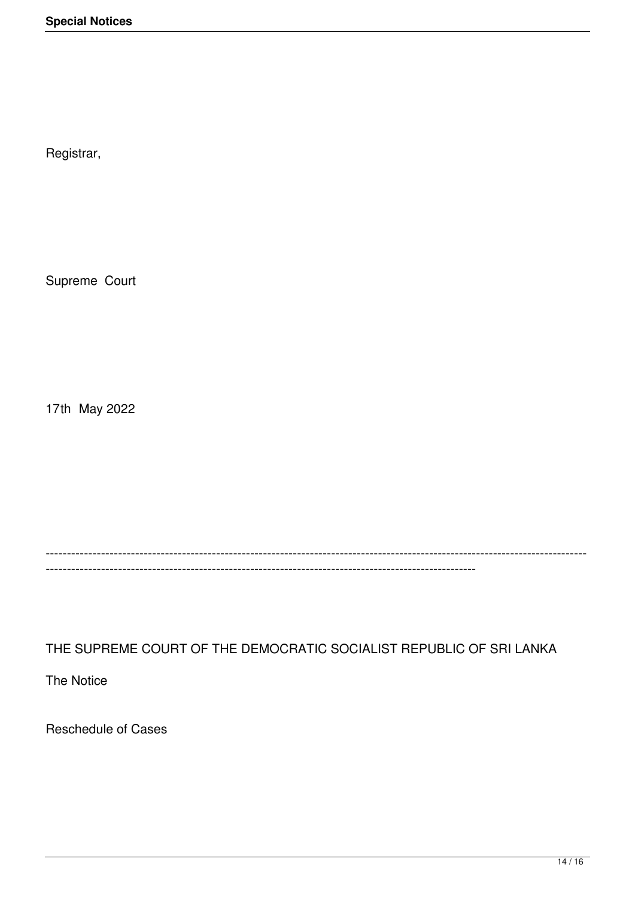Registrar,

Supreme Court

17th May 2022

---

THE SUPREME COURT OF THE DEMOCRATIC SOCIALIST REPUBLIC OF SRI LANKA

The Notice

Reschedule of Cases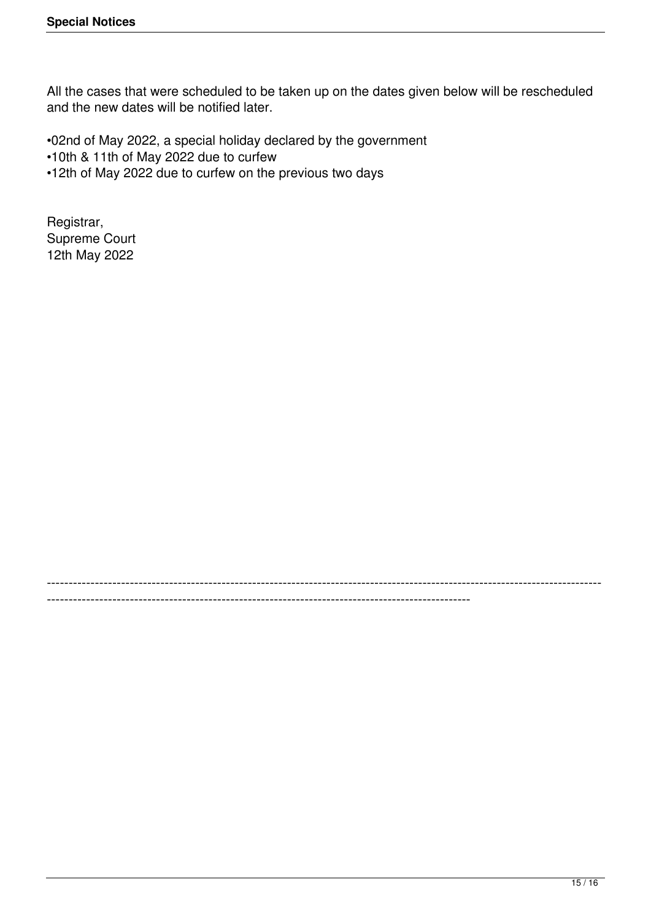All the cases that were scheduled to be taken up on the dates given below will be rescheduled and the new dates will be notified later.

- 02nd of May 2022, a special holiday declared by the government
- 10th & 11th of May 2022 due to curfew
- 12th of May 2022 due to curfew on the previous two days

Registrar,
Supreme Court
12th May 2022

---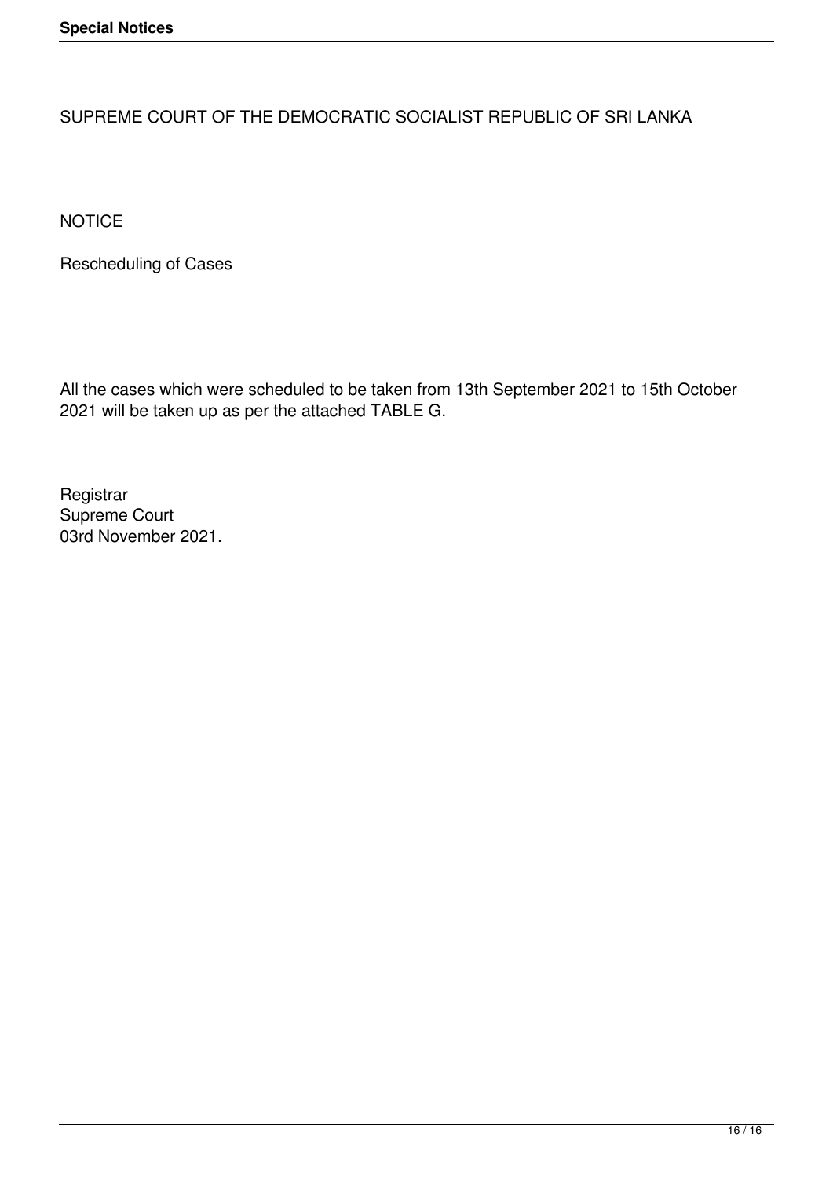SUPREME COURT OF THE DEMOCRATIC SOCIALIST REPUBLIC OF SRI LANKA

NOTICE

Rescheduling of Cases

All the cases which were scheduled to be taken from 13th September 2021 to 15th October 2021 will be taken up as per the attached TABLE G.

Registrar
Supreme Court
03rd November 2021.